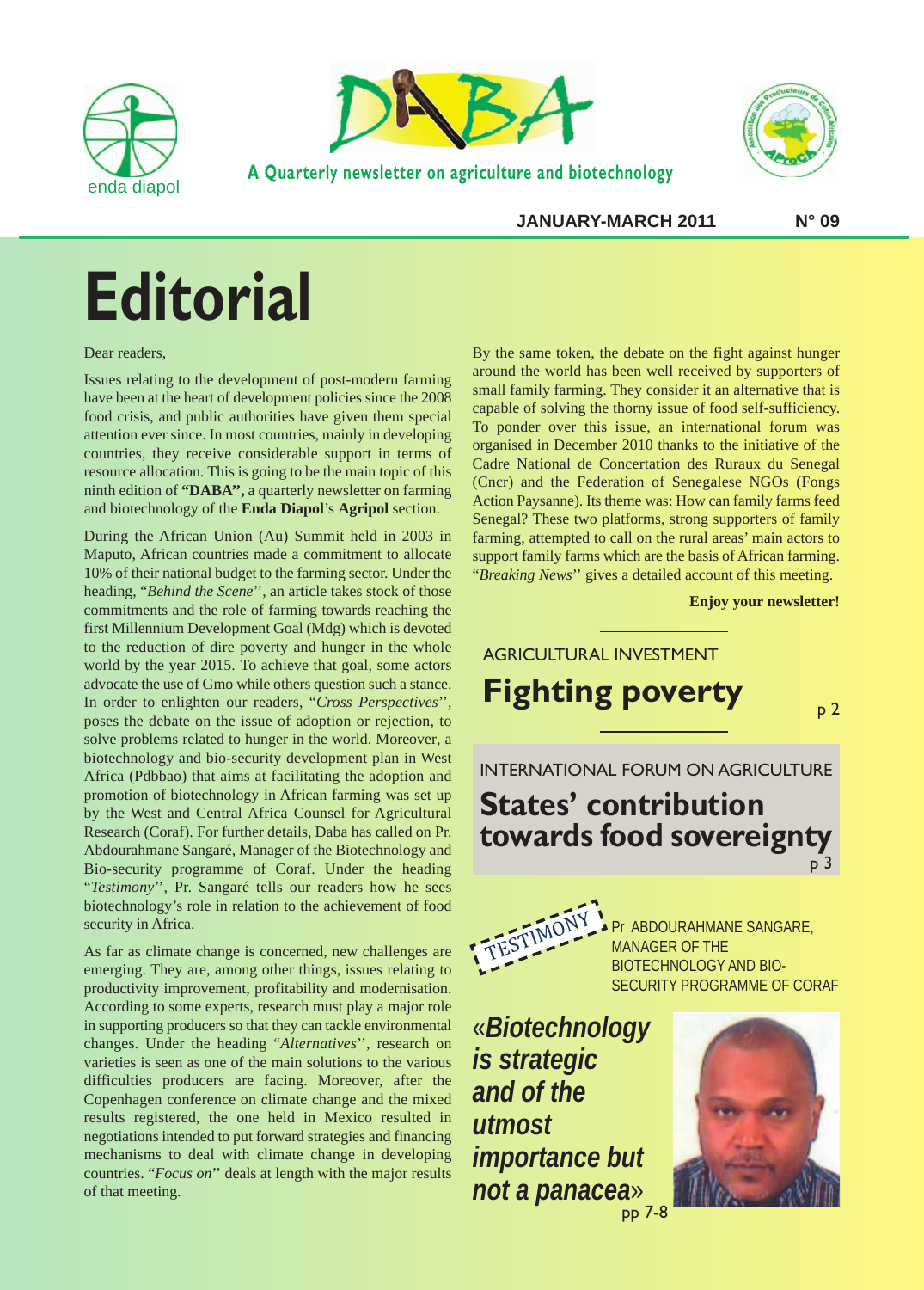enda diapol

# DABA

**A Quarterly newsletter on agriculture and biotechnology**

**JANUARY-MARCH 2011** **N° 09**

# Editorial

Dear readers,

Issues relating to the development of post-modern farming have been at the heart of development policies since the 2008 food crisis, and public authorities have given them special attention ever since. In most countries, mainly in developing countries, they receive considerable support in terms of resource allocation. This is going to be the main topic of this ninth edition of **"DABA",** a quarterly newsletter on farming and biotechnology of the **Enda Diapol**'s **Agripol** section.

During the African Union (Au) Summit held in 2003 in Maputo, African countries made a commitment to allocate 10% of their national budget to the farming sector. Under the heading, "*Behind the Scene*'', an article takes stock of those commitments and the role of farming towards reaching the first Millennium Development Goal (Mdg) which is devoted to the reduction of dire poverty and hunger in the whole world by the year 2015. To achieve that goal, some actors advocate the use of Gmo while others question such a stance. In order to enlighten our readers, "*Cross Perspectives*'', poses the debate on the issue of adoption or rejection, to solve problems related to hunger in the world. Moreover, a biotechnology and bio-security development plan in West Africa (Pdbbao) that aims at facilitating the adoption and promotion of biotechnology in African farming was set up by the West and Central Africa Counsel for Agricultural Research (Coraf). For further details, Daba has called on Pr. Abdourahmane Sangaré, Manager of the Biotechnology and Bio-security programme of Coraf. Under the heading "*Testimony*'', Pr. Sangaré tells our readers how he sees biotechnology's role in relation to the achievement of food security in Africa.

As far as climate change is concerned, new challenges are emerging. They are, among other things, issues relating to productivity improvement, profitability and modernisation. According to some experts, research must play a major role in supporting producers so that they can tackle environmental changes. Under the heading "*Alternatives*'', research on varieties is seen as one of the main solutions to the various difficulties producers are facing. Moreover, after the Copenhagen conference on climate change and the mixed results registered, the one held in Mexico resulted in negotiations intended to put forward strategies and financing mechanisms to deal with climate change in developing countries. "*Focus on*'' deals at length with the major results of that meeting.

By the same token, the debate on the fight against hunger around the world has been well received by supporters of small family farming. They consider it an alternative that is capable of solving the thorny issue of food self-sufficiency. To ponder over this issue, an international forum was organised in December 2010 thanks to the initiative of the Cadre National de Concertation des Ruraux du Senegal (Cncr) and the Federation of Senegalese NGOs (Fongs Action Paysanne). Its theme was: How can family farms feed Senegal? These two platforms, strong supporters of family farming, attempted to call on the rural areas' main actors to support family farms which are the basis of African farming. "*Breaking News*'' gives a detailed account of this meeting.

**Enjoy your newsletter!**

---

AGRICULTURAL INVESTMENT

## Fighting poverty

p 2

---

INTERNATIONAL FORUM ON AGRICULTURE

## States' contribution towards food sovereignty

p 3

---

TESTIMONY

Pr ABDOURAHMANE SANGARE, MANAGER OF THE BIOTECHNOLOGY AND BIO-SECURITY PROGRAMME OF CORAF

## *«Biotechnology is strategic and of the utmost importance but not a panacea»*

pp 7-8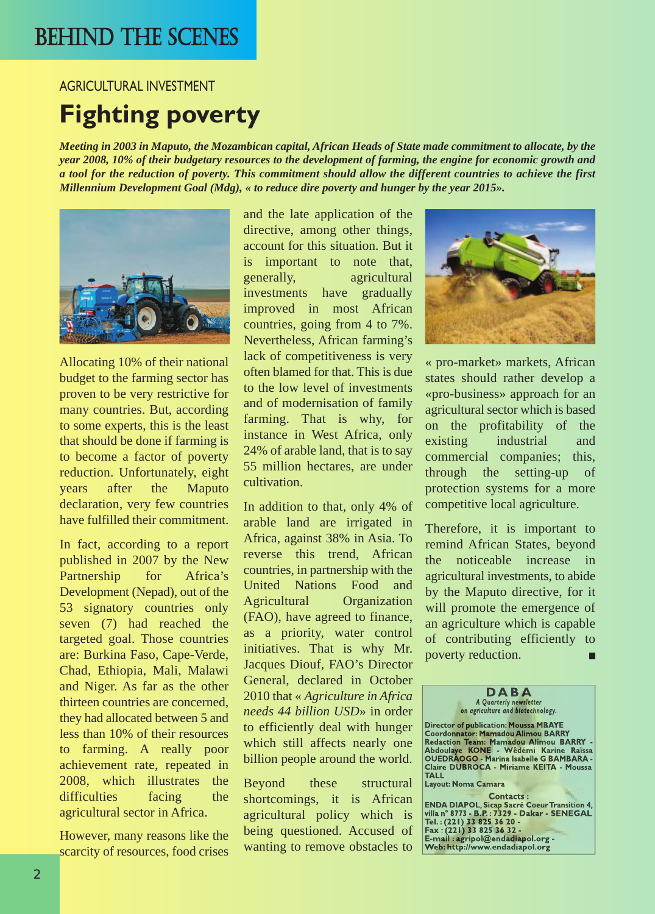# BEHIND THE SCENES

AGRICULTURAL INVESTMENT

## Fighting poverty

***Meeting in 2003 in Maputo, the Mozambican capital, African Heads of State made commitment to allocate, by the year 2008, 10% of their budgetary resources to the development of farming, the engine for economic growth and a tool for the reduction of poverty. This commitment should allow the different countries to achieve the first Millennium Development Goal (Mdg), « to reduce dire poverty and hunger by the year 2015».***

Allocating 10% of their national budget to the farming sector has proven to be very restrictive for many countries. But, according to some experts, this is the least that should be done if farming is to become a factor of poverty reduction. Unfortunately, eight years after the Maputo declaration, very few countries have fulfilled their commitment.

In fact, according to a report published in 2007 by the New Partnership for Africa's Development (Nepad), out of the 53 signatory countries only seven (7) had reached the targeted goal. Those countries are: Burkina Faso, Cape-Verde, Chad, Ethiopia, Mali, Malawi and Niger. As far as the other thirteen countries are concerned, they had allocated between 5 and less than 10% of their resources to farming. A really poor achievement rate, repeated in 2008, which illustrates the difficulties facing the agricultural sector in Africa.

However, many reasons like the scarcity of resources, food crises and the late application of the directive, among other things, account for this situation. But it is important to note that, generally, agricultural investments have gradually improved in most African countries, going from 4 to 7%. Nevertheless, African farming's lack of competitiveness is very often blamed for that. This is due to the low level of investments and of modernisation of family farming. That is why, for instance in West Africa, only 24% of arable land, that is to say 55 million hectares, are under cultivation.

In addition to that, only 4% of arable land are irrigated in Africa, against 38% in Asia. To reverse this trend, African countries, in partnership with the United Nations Food and Agricultural Organization (FAO), have agreed to finance, as a priority, water control initiatives. That is why Mr. Jacques Diouf, FAO's Director General, declared in October 2010 that « *Agriculture in Africa needs 44 billion USD*» in order to efficiently deal with hunger which still affects nearly one billion people around the world.

Beyond these structural shortcomings, it is African agricultural policy which is being questioned. Accused of wanting to remove obstacles to « pro-market» markets, African states should rather develop a «pro-business» approach for an agricultural sector which is based on the profitability of the existing industrial and commercial companies; this, through the setting-up of protection systems for a more competitive local agriculture.

Therefore, it is important to remind African States, beyond the noticeable increase in agricultural investments, to abide by the Maputo directive, for it will promote the emergence of an agriculture which is capable of contributing efficiently to poverty reduction.

---

**DABA**
*A Quarterly newsletter on agriculture and biotechnology.*

**Director of publication:** Moussa MBAYE
**Coordonnator:** Mamadou Alimou BARRY
**Redaction Team:** Mamadou Alimou BARRY - Abdoulaye KONE - Wêdémi Karine Raïssa OUEDRAOGO - Marina Isabelle G BAMBARA - Claire DUBROCA - Miriame KEITA - Moussa TALL
**Layout:** Noma Camara

**Contacts :**
ENDA DIAPOL, Sicap Sacré Coeur Transition 4, villa n° 8773 - B.P. : 7329 - Dakar - SENEGAL
Tel. : (221) 33 825 36 20 -
Fax : (221) 33 825 36 32 -
E-mail : agripol@endadiapol.org -
Web: http://www.endadiapol.org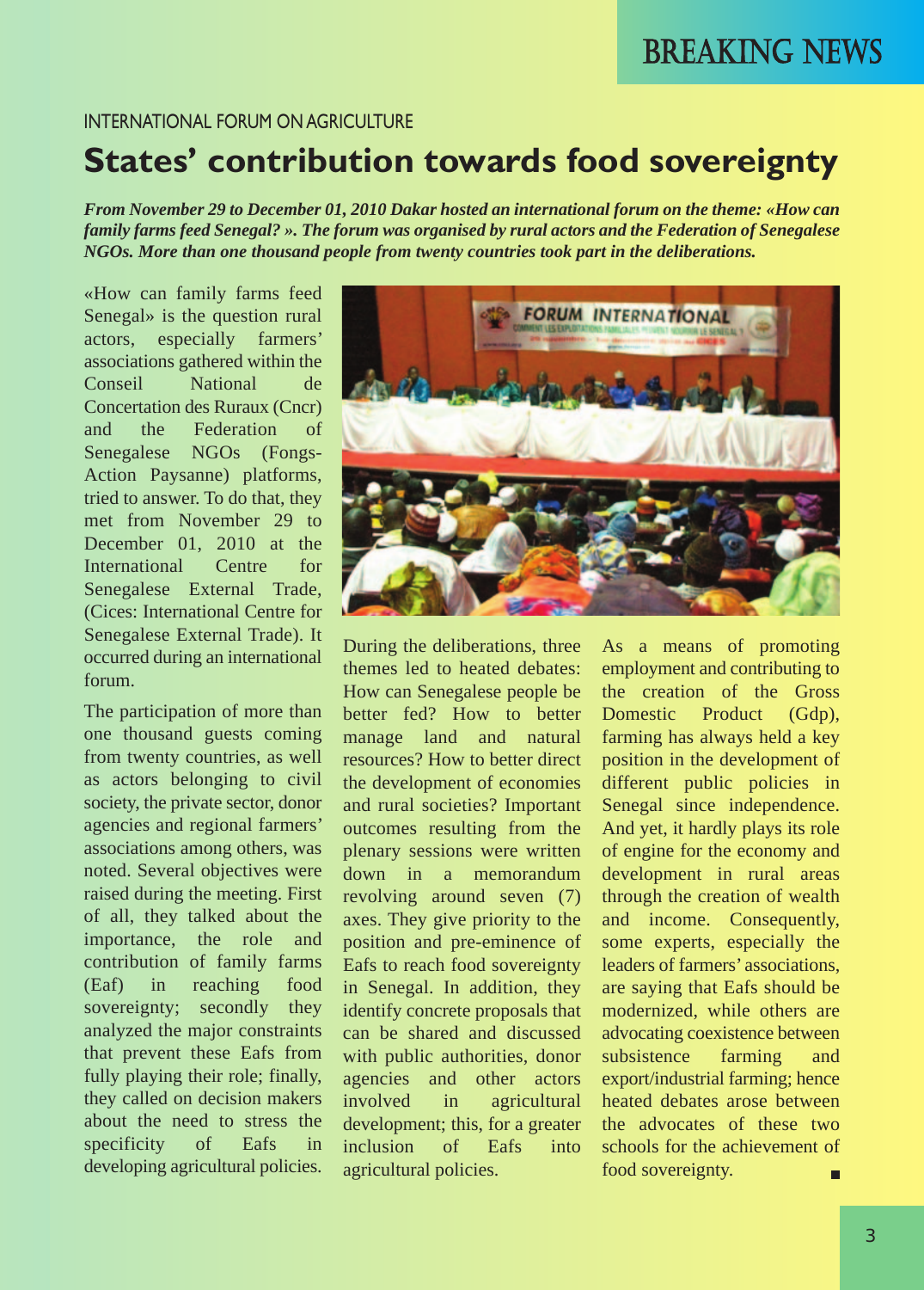BREAKING NEWS

INTERNATIONAL FORUM ON AGRICULTURE

# States' contribution towards food sovereignty

***From November 29 to December 01, 2010 Dakar hosted an international forum on the theme: «How can family farms feed Senegal? ». The forum was organised by rural actors and the Federation of Senegalese NGOs. More than one thousand people from twenty countries took part in the deliberations.***

«How can family farms feed Senegal» is the question rural actors, especially farmers' associations gathered within the Conseil National de Concertation des Ruraux (Cncr) and the Federation of Senegalese NGOs (Fongs-Action Paysanne) platforms, tried to answer. To do that, they met from November 29 to December 01, 2010 at the International Centre for Senegalese External Trade, (Cices: International Centre for Senegalese External Trade). It occurred during an international forum.

The participation of more than one thousand guests coming from twenty countries, as well as actors belonging to civil society, the private sector, donor agencies and regional farmers' associations among others, was noted. Several objectives were raised during the meeting. First of all, they talked about the importance, the role and contribution of family farms (Eaf) in reaching food sovereignty; secondly they analyzed the major constraints that prevent these Eafs from fully playing their role; finally, they called on decision makers about the need to stress the specificity of Eafs in developing agricultural policies.

During the deliberations, three themes led to heated debates: How can Senegalese people be better fed? How to better manage land and natural resources? How to better direct the development of economies and rural societies? Important outcomes resulting from the plenary sessions were written down in a memorandum revolving around seven (7) axes. They give priority to the position and pre-eminence of Eafs to reach food sovereignty in Senegal. In addition, they identify concrete proposals that can be shared and discussed with public authorities, donor agencies and other actors involved in agricultural development; this, for a greater inclusion of Eafs into agricultural policies.

As a means of promoting employment and contributing to the creation of the Gross Domestic Product (Gdp), farming has always held a key position in the development of different public policies in Senegal since independence. And yet, it hardly plays its role of engine for the economy and development in rural areas through the creation of wealth and income. Consequently, some experts, especially the leaders of farmers' associations, are saying that Eafs should be modernized, while others are advocating coexistence between subsistence farming and export/industrial farming; hence heated debates arose between the advocates of these two schools for the achievement of food sovereignty.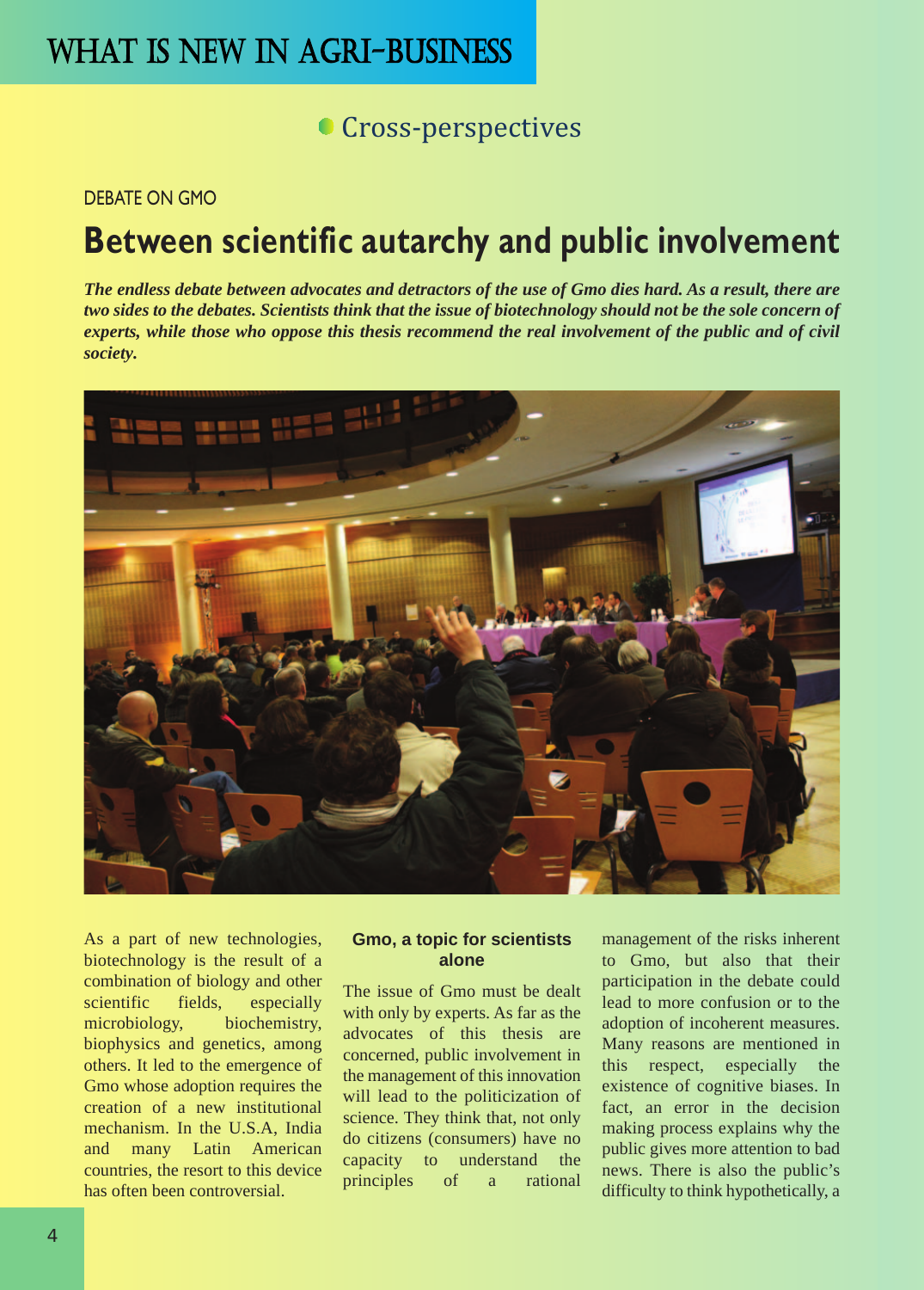# WHAT IS NEW IN AGRI-BUSINESS

## Cross-perspectives

DEBATE ON GMO

# Between scientific autarchy and public involvement

***The endless debate between advocates and detractors of the use of Gmo dies hard. As a result, there are two sides to the debates. Scientists think that the issue of biotechnology should not be the sole concern of experts, while those who oppose this thesis recommend the real involvement of the public and of civil society.***

As a part of new technologies, biotechnology is the result of a combination of biology and other scientific fields, especially microbiology, biochemistry, biophysics and genetics, among others. It led to the emergence of Gmo whose adoption requires the creation of a new institutional mechanism. In the U.S.A, India and many Latin American countries, the resort to this device has often been controversial.

### Gmo, a topic for scientists alone

The issue of Gmo must be dealt with only by experts. As far as the advocates of this thesis are concerned, public involvement in the management of this innovation will lead to the politicization of science. They think that, not only do citizens (consumers) have no capacity to understand the principles of a rational management of the risks inherent to Gmo, but also that their participation in the debate could lead to more confusion or to the adoption of incoherent measures. Many reasons are mentioned in this respect, especially the existence of cognitive biases. In fact, an error in the decision making process explains why the public gives more attention to bad news. There is also the public's difficulty to think hypothetically, a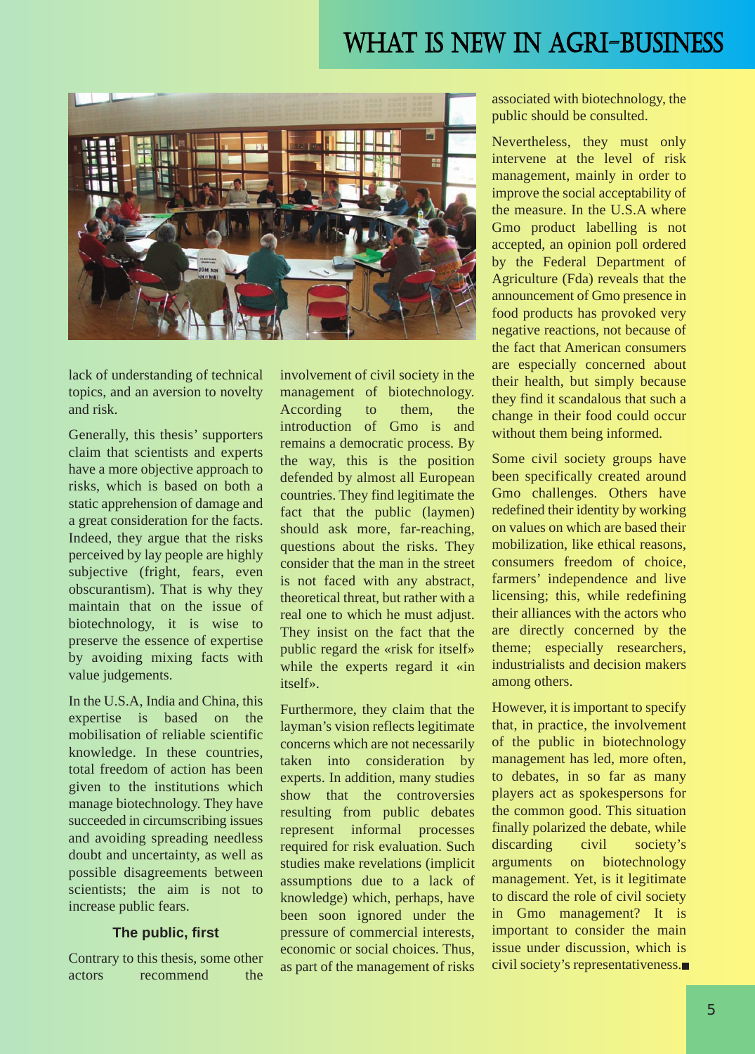lack of understanding of technical topics, and an aversion to novelty and risk.

Generally, this thesis' supporters claim that scientists and experts have a more objective approach to risks, which is based on both a static apprehension of damage and a great consideration for the facts. Indeed, they argue that the risks perceived by lay people are highly subjective (fright, fears, even obscurantism). That is why they maintain that on the issue of biotechnology, it is wise to preserve the essence of expertise by avoiding mixing facts with value judgements.

In the U.S.A, India and China, this expertise is based on the mobilisation of reliable scientific knowledge. In these countries, total freedom of action has been given to the institutions which manage biotechnology. They have succeeded in circumscribing issues and avoiding spreading needless doubt and uncertainty, as well as possible disagreements between scientists; the aim is not to increase public fears.

### The public, first

Contrary to this thesis, some other actors recommend the involvement of civil society in the management of biotechnology. According to them, the introduction of Gmo is and remains a democratic process. By the way, this is the position defended by almost all European countries. They find legitimate the fact that the public (laymen) should ask more, far-reaching, questions about the risks. They consider that the man in the street is not faced with any abstract, theoretical threat, but rather with a real one to which he must adjust. They insist on the fact that the public regard the «risk for itself» while the experts regard it «in itself».

Furthermore, they claim that the layman's vision reflects legitimate concerns which are not necessarily taken into consideration by experts. In addition, many studies show that the controversies resulting from public debates represent informal processes required for risk evaluation. Such studies make revelations (implicit assumptions due to a lack of knowledge) which, perhaps, have been soon ignored under the pressure of commercial interests, economic or social choices. Thus, as part of the management of risks associated with biotechnology, the public should be consulted.

Nevertheless, they must only intervene at the level of risk management, mainly in order to improve the social acceptability of the measure. In the U.S.A where Gmo product labelling is not accepted, an opinion poll ordered by the Federal Department of Agriculture (Fda) reveals that the announcement of Gmo presence in food products has provoked very negative reactions, not because of the fact that American consumers are especially concerned about their health, but simply because they find it scandalous that such a change in their food could occur without them being informed.

Some civil society groups have been specifically created around Gmo challenges. Others have redefined their identity by working on values on which are based their mobilization, like ethical reasons, consumers freedom of choice, farmers' independence and live licensing; this, while redefining their alliances with the actors who are directly concerned by the theme; especially researchers, industrialists and decision makers among others.

However, it is important to specify that, in practice, the involvement of the public in biotechnology management has led, more often, to debates, in so far as many players act as spokespersons for the common good. This situation finally polarized the debate, while discarding civil society's arguments on biotechnology management. Yet, is it legitimate to discard the role of civil society in Gmo management? It is important to consider the main issue under discussion, which is civil society's representativeness.■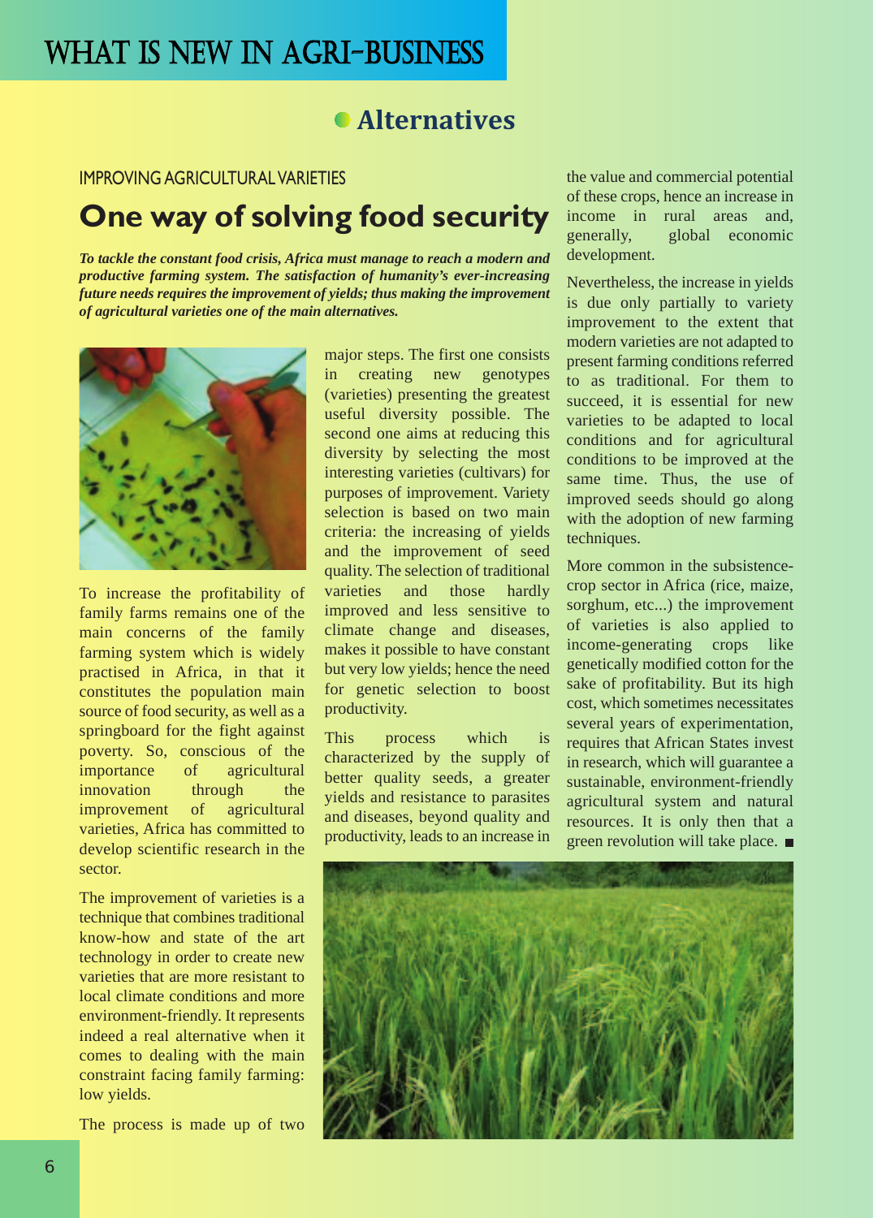## Alternatives

IMPROVING AGRICULTURAL VARIETIES

# One way of solving food security

***To tackle the constant food crisis, Africa must manage to reach a modern and productive farming system. The satisfaction of humanity's ever-increasing future needs requires the improvement of yields; thus making the improvement of agricultural varieties one of the main alternatives.***

To increase the profitability of family farms remains one of the main concerns of the family farming system which is widely practised in Africa, in that it constitutes the population main source of food security, as well as a springboard for the fight against poverty. So, conscious of the importance of agricultural innovation through the improvement of agricultural varieties, Africa has committed to develop scientific research in the sector.

The improvement of varieties is a technique that combines traditional know-how and state of the art technology in order to create new varieties that are more resistant to local climate conditions and more environment-friendly. It represents indeed a real alternative when it comes to dealing with the main constraint facing family farming: low yields.

The process is made up of two major steps. The first one consists in creating new genotypes (varieties) presenting the greatest useful diversity possible. The second one aims at reducing this diversity by selecting the most interesting varieties (cultivars) for purposes of improvement. Variety selection is based on two main criteria: the increasing of yields and the improvement of seed quality. The selection of traditional varieties and those hardly improved and less sensitive to climate change and diseases, makes it possible to have constant but very low yields; hence the need for genetic selection to boost productivity.

This process which is characterized by the supply of better quality seeds, a greater yields and resistance to parasites and diseases, beyond quality and productivity, leads to an increase in the value and commercial potential of these crops, hence an increase in income in rural areas and, generally, global economic development.

Nevertheless, the increase in yields is due only partially to variety improvement to the extent that modern varieties are not adapted to present farming conditions referred to as traditional. For them to succeed, it is essential for new varieties to be adapted to local conditions and for agricultural conditions to be improved at the same time. Thus, the use of improved seeds should go along with the adoption of new farming techniques.

More common in the subsistence-crop sector in Africa (rice, maize, sorghum, etc...) the improvement of varieties is also applied to income-generating crops like genetically modified cotton for the sake of profitability. But its high cost, which sometimes necessitates several years of experimentation, requires that African States invest in research, which will guarantee a sustainable, environment-friendly agricultural system and natural resources. It is only then that a green revolution will take place. ■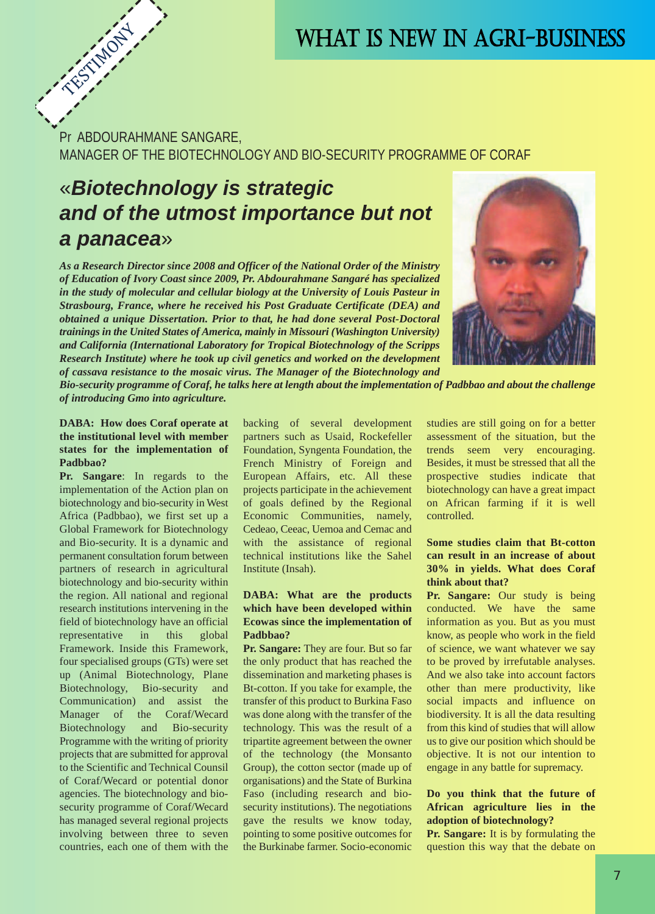TESTIMONY

Pr ABDOURAHMANE SANGARE,
MANAGER OF THE BIOTECHNOLOGY AND BIO-SECURITY PROGRAMME OF CORAF

# «*Biotechnology is strategic and of the utmost importance but not a panacea*»

***As a Research Director since 2008 and Officer of the National Order of the Ministry of Education of Ivory Coast since 2009, Pr. Abdourahmane Sangaré has specialized in the study of molecular and cellular biology at the University of Louis Pasteur in Strasbourg, France, where he received his Post Graduate Certificate (DEA) and obtained a unique Dissertation. Prior to that, he had done several Post-Doctoral trainings in the United States of America, mainly in Missouri (Washington University) and California (International Laboratory for Tropical Biotechnology of the Scripps Research Institute) where he took up civil genetics and worked on the development of cassava resistance to the mosaic virus. The Manager of the Biotechnology and Bio-security programme of Coraf, he talks here at length about the implementation of Padbbao and about the challenge of introducing Gmo into agriculture.***

**DABA: How does Coraf operate at the institutional level with member states for the implementation of Padbbao?**

**Pr. Sangare**: In regards to the implementation of the Action plan on biotechnology and bio-security in West Africa (Padbbao), we first set up a Global Framework for Biotechnology and Bio-security. It is a dynamic and permanent consultation forum between partners of research in agricultural biotechnology and bio-security within the region. All national and regional research institutions intervening in the field of biotechnology have an official representative in this global Framework. Inside this Framework, four specialised groups (GTs) were set up (Animal Biotechnology, Plane Biotechnology, Bio-security and Communication) and assist the Manager of the Coraf/Wecard Biotechnology and Bio-security Programme with the writing of priority projects that are submitted for approval to the Scientific and Technical Counsil of Coraf/Wecard or potential donor agencies. The biotechnology and bio-security programme of Coraf/Wecard has managed several regional projects involving between three to seven countries, each one of them with the backing of several development partners such as Usaid, Rockefeller Foundation, Syngenta Foundation, the French Ministry of Foreign and European Affairs, etc. All these projects participate in the achievement of goals defined by the Regional Economic Communities, namely, Cedeao, Ceeac, Uemoa and Cemac and with the assistance of regional technical institutions like the Sahel Institute (Insah).

**DABA: What are the products which have been developed within Ecowas since the implementation of Padbbao?**

**Pr. Sangare:** They are four. But so far the only product that has reached the dissemination and marketing phases is Bt-cotton. If you take for example, the transfer of this product to Burkina Faso was done along with the transfer of the technology. This was the result of a tripartite agreement between the owner of the technology (the Monsanto Group), the cotton sector (made up of organisations) and the State of Burkina Faso (including research and bio-security institutions). The negotiations gave the results we know today, pointing to some positive outcomes for the Burkinabe farmer. Socio-economic studies are still going on for a better assessment of the situation, but the trends seem very encouraging. Besides, it must be stressed that all the prospective studies indicate that biotechnology can have a great impact on African farming if it is well controlled.

**Some studies claim that Bt-cotton can result in an increase of about 30% in yields. What does Coraf think about that?**

**Pr. Sangare:** Our study is being conducted. We have the same information as you. But as you must know, as people who work in the field of science, we want whatever we say to be proved by irrefutable analyses. And we also take into account factors other than mere productivity, like social impacts and influence on biodiversity. It is all the data resulting from this kind of studies that will allow us to give our position which should be objective. It is not our intention to engage in any battle for supremacy.

**Do you think that the future of African agriculture lies in the adoption of biotechnology?**

**Pr. Sangare:** It is by formulating the question this way that the debate on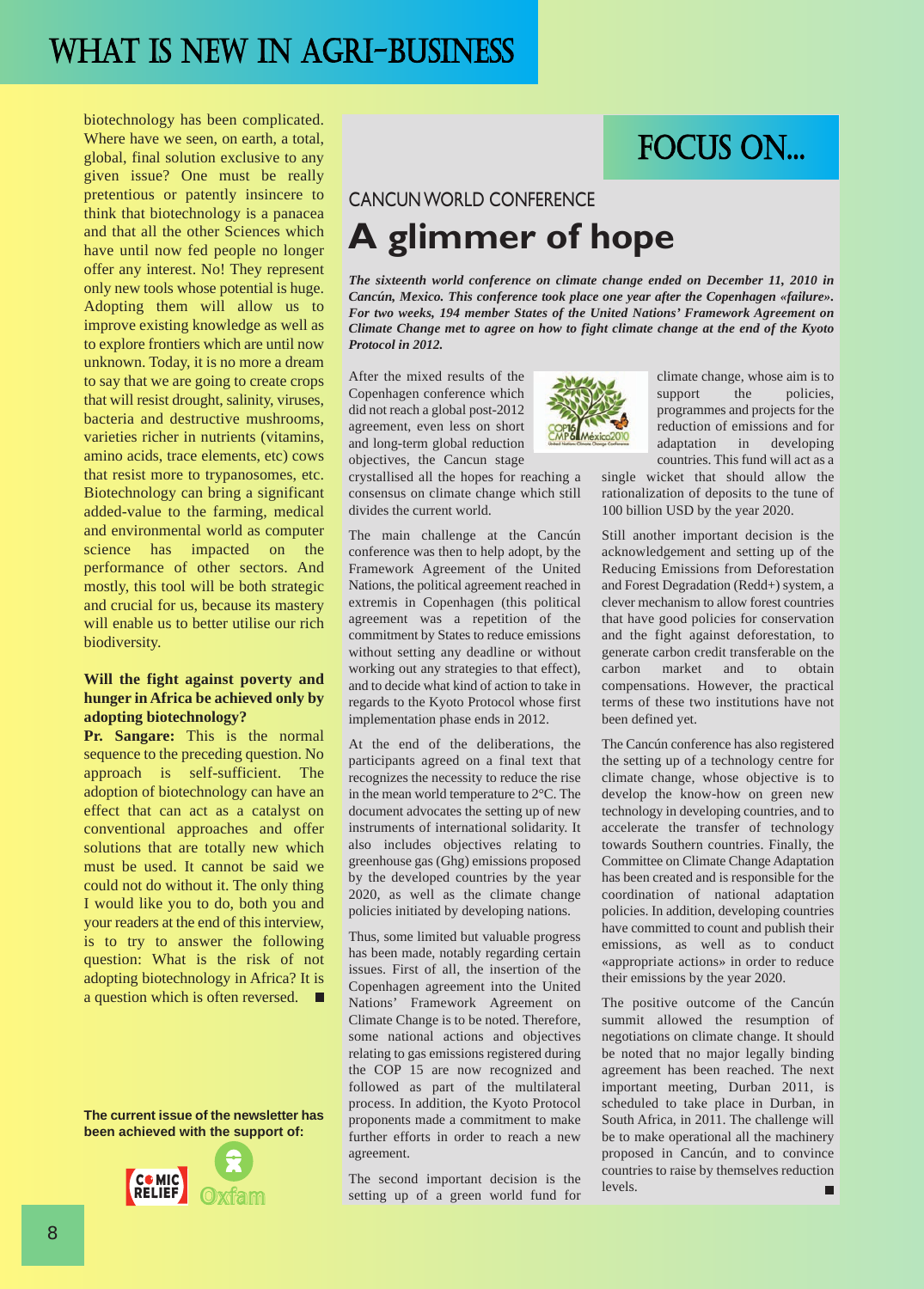# WHAT IS NEW IN AGRI-BUSINESS

biotechnology has been complicated. Where have we seen, on earth, a total, global, final solution exclusive to any given issue? One must be really pretentious or patently insincere to think that biotechnology is a panacea and that all the other Sciences which have until now fed people no longer offer any interest. No! They represent only new tools whose potential is huge. Adopting them will allow us to improve existing knowledge as well as to explore frontiers which are until now unknown. Today, it is no more a dream to say that we are going to create crops that will resist drought, salinity, viruses, bacteria and destructive mushrooms, varieties richer in nutrients (vitamins, amino acids, trace elements, etc) cows that resist more to trypanosomes, etc. Biotechnology can bring a significant added-value to the farming, medical and environmental world as computer science has impacted on the performance of other sectors. And mostly, this tool will be both strategic and crucial for us, because its mastery will enable us to better utilise our rich biodiversity.

**Will the fight against poverty and hunger in Africa be achieved only by adopting biotechnology?**

**Pr. Sangare:** This is the normal sequence to the preceding question. No approach is self-sufficient. The adoption of biotechnology can have an effect that can act as a catalyst on conventional approaches and offer solutions that are totally new which must be used. It cannot be said we could not do without it. The only thing I would like you to do, both you and your readers at the end of this interview, is to try to answer the following question: What is the risk of not adopting biotechnology in Africa? It is a question which is often reversed. ■

**The current issue of the newsletter has been achieved with the support of:**

COMIC RELIEF Oxfam

# FOCUS ON...

CANCUN WORLD CONFERENCE

## A glimmer of hope

***The sixteenth world conference on climate change ended on December 11, 2010 in Cancún, Mexico. This conference took place one year after the Copenhagen conference «failure». For two weeks, 194 member States of the United Nations' Framework Agreement on Climate Change met to agree on how to fight climate change at the end of the Kyoto Protocol in 2012.***

After the mixed results of the Copenhagen conference which did not reach a global post-2012 agreement, even less on short and long-term global reduction objectives, the Cancun stage crystallised all the hopes for reaching a consensus on climate change which still divides the current world.

The main challenge at the Cancún conference was then to help adopt, by the Framework Agreement of the United Nations, the political agreement reached in extremis in Copenhagen (this political agreement was a repetition of the commitment by States to reduce emissions without setting any deadline or without working out any strategies to that effect), and to decide what kind of action to take in regards to the Kyoto Protocol whose first implementation phase ends in 2012.

At the end of the deliberations, the participants agreed on a final text that recognizes the necessity to reduce the rise in the mean world temperature to 2°C. The document advocates the setting up of new instruments of international solidarity. It also includes objectives relating to greenhouse gas (Ghg) emissions proposed by the developed countries by the year 2020, as well as the climate change policies initiated by developing nations.

Thus, some limited but valuable progress has been made, notably regarding certain issues. First of all, the insertion of the Copenhagen agreement into the United Nations' Framework Agreement on Climate Change is to be noted. Therefore, some national actions and objectives relating to gas emissions registered during the COP 15 are now recognized and followed as part of the multilateral process. In addition, the Kyoto Protocol proponents made a commitment to make further efforts in order to reach a new agreement.

The second important decision is the setting up of a green world fund for climate change, whose aim is to support the policies, programmes and projects for the reduction of emissions and for adaptation in developing countries. This fund will act as a single wicket that should allow the rationalization of deposits to the tune of 100 billion USD by the year 2020.

Still another important decision is the acknowledgement and setting up of the Reducing Emissions from Deforestation and Forest Degradation (Redd+) system, a clever mechanism to allow forest countries that have good policies for conservation and the fight against deforestation, to generate carbon credit transferable on the carbon market and to obtain compensations. However, the practical terms of these two institutions have not been defined yet.

The Cancún conference has also registered the setting up of a technology centre for climate change, whose objective is to develop the know-how on green new technology in developing countries, and to accelerate the transfer of technology towards Southern countries. Finally, the Committee on Climate Change Adaptation has been created and is responsible for the coordination of national adaptation policies. In addition, developing countries have committed to count and publish their emissions, as well as to conduct «appropriate actions» in order to reduce their emissions by the year 2020.

The positive outcome of the Cancún summit allowed the resumption of negotiations on climate change. It should be noted that no major legally binding agreement has been reached. The next important meeting, Durban 2011, is scheduled to take place in Durban, in South Africa, in 2011. The challenge will be to make operational all the machinery proposed in Cancún, and to convince countries to raise by themselves reduction levels. ■